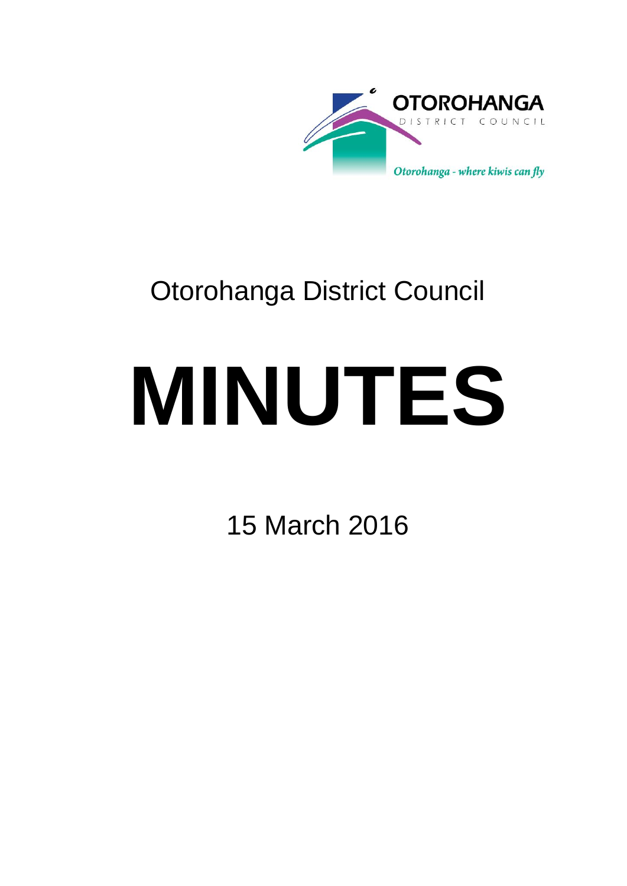OTOROHANGA
DISTRICT COUNCIL

*Otorohanga - where kiwis can fly*

# Otorohanga District Council

# MINUTES

15 March 2016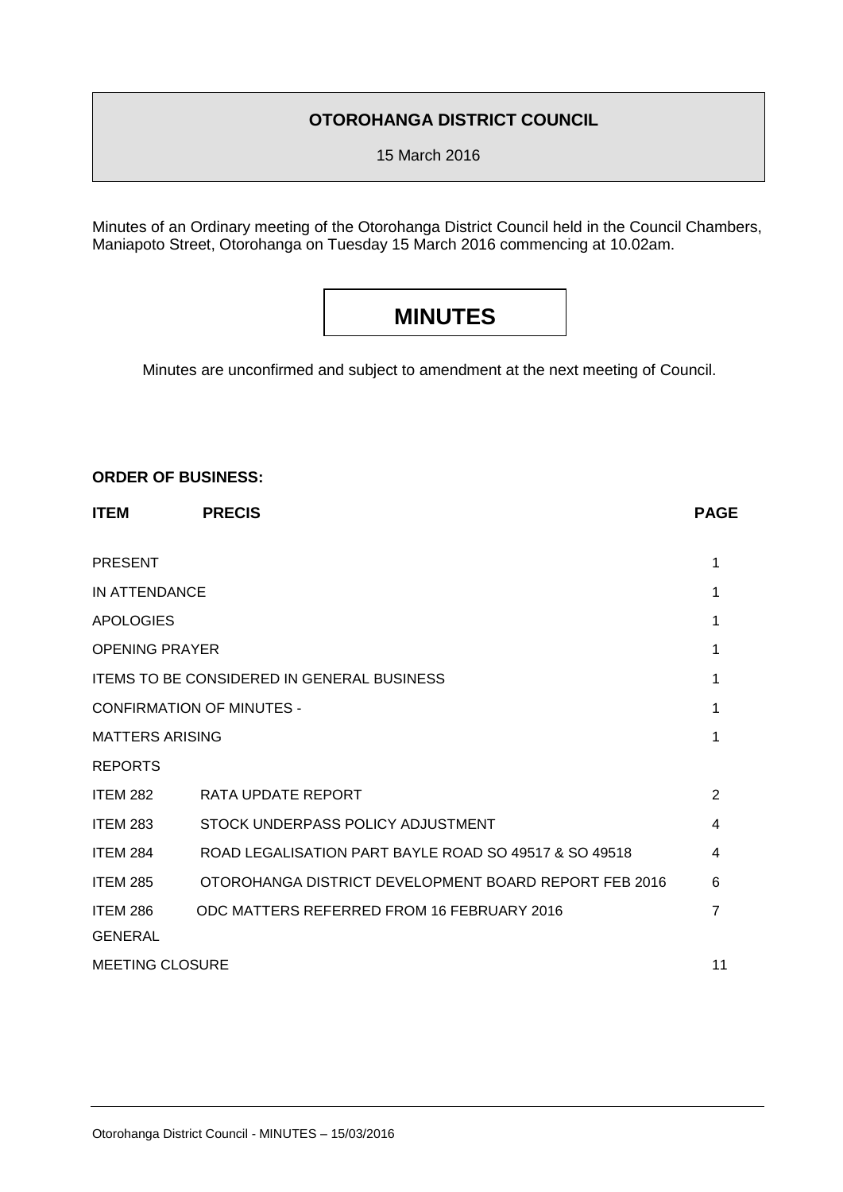**OTOROHANGA DISTRICT COUNCIL**

15 March 2016

Minutes of an Ordinary meeting of the Otorohanga District Council held in the Council Chambers, Maniapoto Street, Otorohanga on Tuesday 15 March 2016 commencing at 10.02am.

# MINUTES

Minutes are unconfirmed and subject to amendment at the next meeting of Council.

**ORDER OF BUSINESS:**

| **ITEM** | **PRECIS** | **PAGE** |
|---|---|---|
| PRESENT | | 1 |
| IN ATTENDANCE | | 1 |
| APOLOGIES | | 1 |
| OPENING PRAYER | | 1 |
| ITEMS TO BE CONSIDERED IN GENERAL BUSINESS | | 1 |
| CONFIRMATION OF MINUTES - | | 1 |
| MATTERS ARISING | | 1 |
| REPORTS | | |
| ITEM 282 | RATA UPDATE REPORT | 2 |
| ITEM 283 | STOCK UNDERPASS POLICY ADJUSTMENT | 4 |
| ITEM 284 | ROAD LEGALISATION PART BAYLE ROAD SO 49517 & SO 49518 | 4 |
| ITEM 285 | OTOROHANGA DISTRICT DEVELOPMENT BOARD REPORT FEB 2016 | 6 |
| ITEM 286 | ODC MATTERS REFERRED FROM 16 FEBRUARY 2016 | 7 |
| GENERAL | | |
| MEETING CLOSURE | | 11 |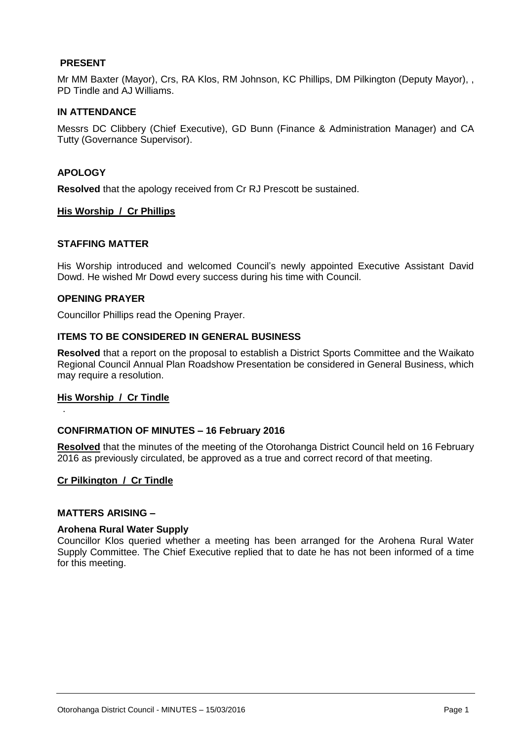## PRESENT

Mr MM Baxter (Mayor), Crs, RA Klos, RM Johnson, KC Phillips, DM Pilkington (Deputy Mayor), , PD Tindle and AJ Williams.

## IN ATTENDANCE

Messrs DC Clibbery (Chief Executive), GD Bunn (Finance & Administration Manager) and CA Tutty (Governance Supervisor).

## APOLOGY

**Resolved** that the apology received from Cr RJ Prescott be sustained.

**His Worship / Cr Phillips**

## STAFFING MATTER

His Worship introduced and welcomed Council's newly appointed Executive Assistant David Dowd. He wished Mr Dowd every success during his time with Council.

## OPENING PRAYER

Councillor Phillips read the Opening Prayer.

## ITEMS TO BE CONSIDERED IN GENERAL BUSINESS

**Resolved** that a report on the proposal to establish a District Sports Committee and the Waikato Regional Council Annual Plan Roadshow Presentation be considered in General Business, which may require a resolution.

**His Worship / Cr Tindle**

.

## CONFIRMATION OF MINUTES – 16 February 2016

**Resolved** that the minutes of the meeting of the Otorohanga District Council held on 16 February 2016 as previously circulated, be approved as a true and correct record of that meeting.

**Cr Pilkington / Cr Tindle**

## MATTERS ARISING –

### Arohena Rural Water Supply

Councillor Klos queried whether a meeting has been arranged for the Arohena Rural Water Supply Committee. The Chief Executive replied that to date he has not been informed of a time for this meeting.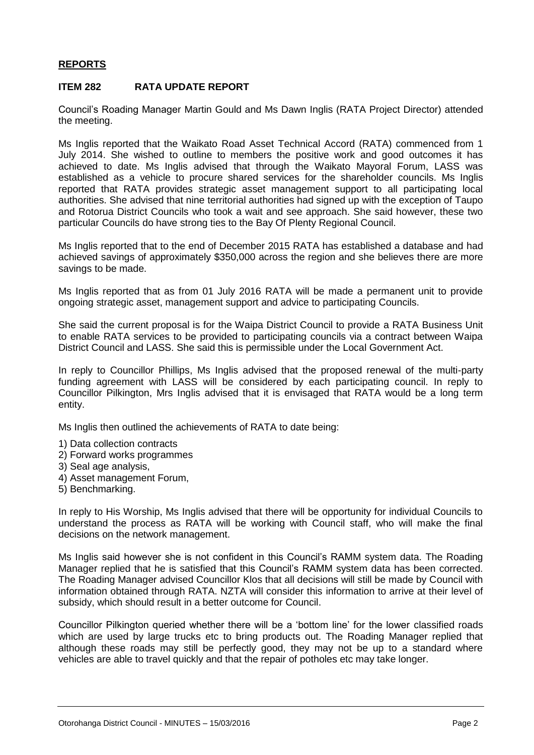**REPORTS**

**ITEM 282 RATA UPDATE REPORT**

Council's Roading Manager Martin Gould and Ms Dawn Inglis (RATA Project Director) attended the meeting.

Ms Inglis reported that the Waikato Road Asset Technical Accord (RATA) commenced from 1 July 2014. She wished to outline to members the positive work and good outcomes it has achieved to date. Ms Inglis advised that through the Waikato Mayoral Forum, LASS was established as a vehicle to procure shared services for the shareholder councils. Ms Inglis reported that RATA provides strategic asset management support to all participating local authorities. She advised that nine territorial authorities had signed up with the exception of Taupo and Rotorua District Councils who took a wait and see approach. She said however, these two particular Councils do have strong ties to the Bay Of Plenty Regional Council.

Ms Inglis reported that to the end of December 2015 RATA has established a database and had achieved savings of approximately $350,000 across the region and she believes there are more savings to be made.

Ms Inglis reported that as from 01 July 2016 RATA will be made a permanent unit to provide ongoing strategic asset, management support and advice to participating Councils.

She said the current proposal is for the Waipa District Council to provide a RATA Business Unit to enable RATA services to be provided to participating councils via a contract between Waipa District Council and LASS. She said this is permissible under the Local Government Act.

In reply to Councillor Phillips, Ms Inglis advised that the proposed renewal of the multi-party funding agreement with LASS will be considered by each participating council. In reply to Councillor Pilkington, Mrs Inglis advised that it is envisaged that RATA would be a long term entity.

Ms Inglis then outlined the achievements of RATA to date being:

1) Data collection contracts
2) Forward works programmes
3) Seal age analysis,
4) Asset management Forum,
5) Benchmarking.

In reply to His Worship, Ms Inglis advised that there will be opportunity for individual Councils to understand the process as RATA will be working with Council staff, who will make the final decisions on the network management.

Ms Inglis said however she is not confident in this Council's RAMM system data. The Roading Manager replied that he is satisfied that this Council's RAMM system data has been corrected. The Roading Manager advised Councillor Klos that all decisions will still be made by Council with information obtained through RATA. NZTA will consider this information to arrive at their level of subsidy, which should result in a better outcome for Council.

Councillor Pilkington queried whether there will be a 'bottom line' for the lower classified roads which are used by large trucks etc to bring products out. The Roading Manager replied that although these roads may still be perfectly good, they may not be up to a standard where vehicles are able to travel quickly and that the repair of potholes etc may take longer.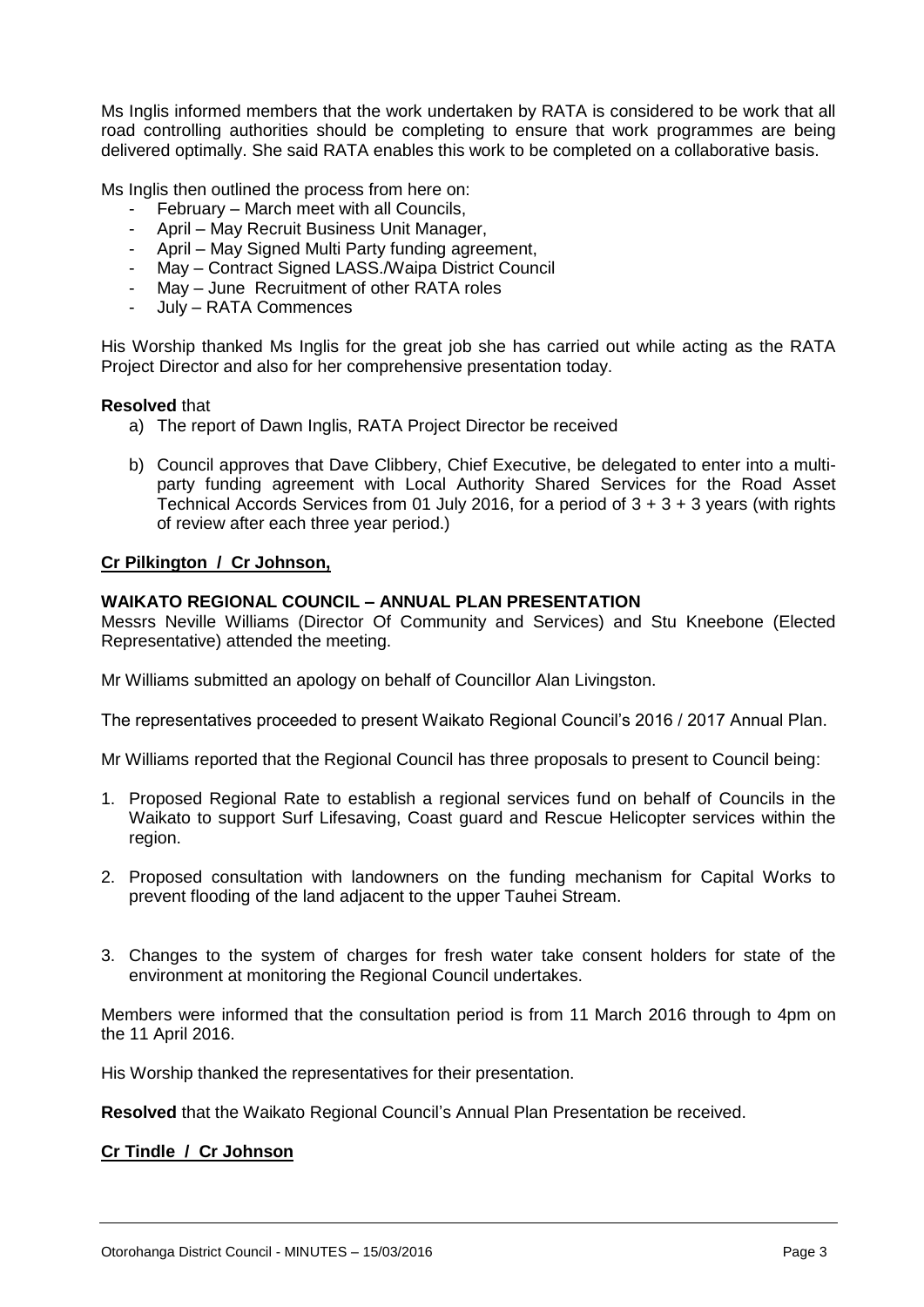Ms Inglis informed members that the work undertaken by RATA is considered to be work that all road controlling authorities should be completing to ensure that work programmes are being delivered optimally. She said RATA enables this work to be completed on a collaborative basis.

Ms Inglis then outlined the process from here on:

- February – March meet with all Councils,
- April – May Recruit Business Unit Manager,
- April – May Signed Multi Party funding agreement,
- May – Contract Signed LASS./Waipa District Council
- May – June Recruitment of other RATA roles
- July – RATA Commences

His Worship thanked Ms Inglis for the great job she has carried out while acting as the RATA Project Director and also for her comprehensive presentation today.

**Resolved** that

a) The report of Dawn Inglis, RATA Project Director be received

b) Council approves that Dave Clibbery, Chief Executive, be delegated to enter into a multi-party funding agreement with Local Authority Shared Services for the Road Asset Technical Accords Services from 01 July 2016, for a period of 3 + 3 + 3 years (with rights of review after each three year period.)

**Cr Pilkington / Cr Johnson,**

**WAIKATO REGIONAL COUNCIL – ANNUAL PLAN PRESENTATION**

Messrs Neville Williams (Director Of Community and Services) and Stu Kneebone (Elected Representative) attended the meeting.

Mr Williams submitted an apology on behalf of Councillor Alan Livingston.

The representatives proceeded to present Waikato Regional Council's 2016 / 2017 Annual Plan.

Mr Williams reported that the Regional Council has three proposals to present to Council being:

1. Proposed Regional Rate to establish a regional services fund on behalf of Councils in the Waikato to support Surf Lifesaving, Coast guard and Rescue Helicopter services within the region.

2. Proposed consultation with landowners on the funding mechanism for Capital Works to prevent flooding of the land adjacent to the upper Tauhei Stream.

3. Changes to the system of charges for fresh water take consent holders for state of the environment at monitoring the Regional Council undertakes.

Members were informed that the consultation period is from 11 March 2016 through to 4pm on the 11 April 2016.

His Worship thanked the representatives for their presentation.

**Resolved** that the Waikato Regional Council's Annual Plan Presentation be received.

**Cr Tindle / Cr Johnson**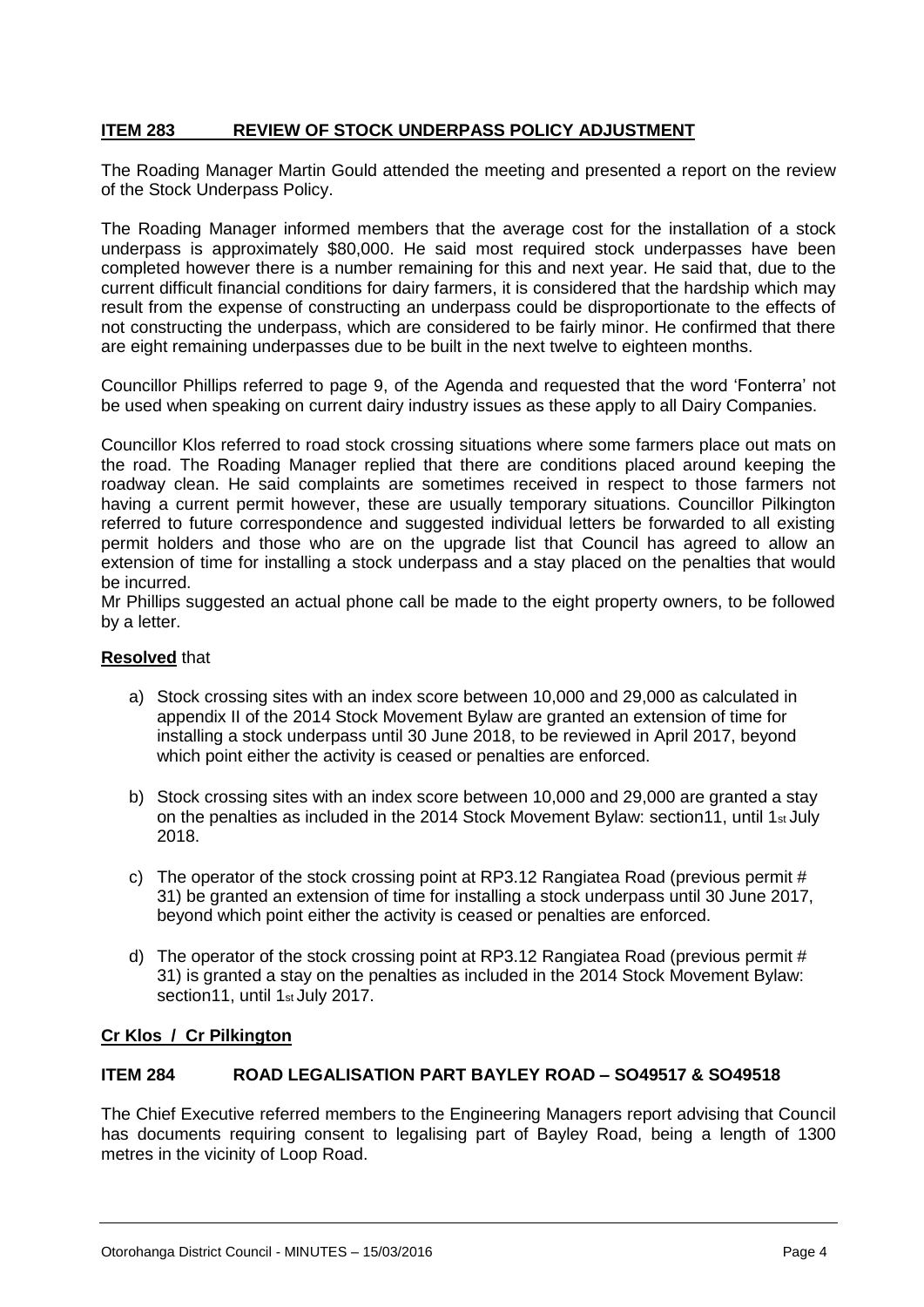**ITEM 283 REVIEW OF STOCK UNDERPASS POLICY ADJUSTMENT**

The Roading Manager Martin Gould attended the meeting and presented a report on the review of the Stock Underpass Policy.

The Roading Manager informed members that the average cost for the installation of a stock underpass is approximately $80,000. He said most required stock underpasses have been completed however there is a number remaining for this and next year. He said that, due to the current difficult financial conditions for dairy farmers, it is considered that the hardship which may result from the expense of constructing an underpass could be disproportionate to the effects of not constructing the underpass, which are considered to be fairly minor. He confirmed that there are eight remaining underpasses due to be built in the next twelve to eighteen months.

Councillor Phillips referred to page 9, of the Agenda and requested that the word 'Fonterra' not be used when speaking on current dairy industry issues as these apply to all Dairy Companies.

Councillor Klos referred to road stock crossing situations where some farmers place out mats on the road. The Roading Manager replied that there are conditions placed around keeping the roadway clean. He said complaints are sometimes received in respect to those farmers not having a current permit however, these are usually temporary situations. Councillor Pilkington referred to future correspondence and suggested individual letters be forwarded to all existing permit holders and those who are on the upgrade list that Council has agreed to allow an extension of time for installing a stock underpass and a stay placed on the penalties that would be incurred.

Mr Phillips suggested an actual phone call be made to the eight property owners, to be followed by a letter.

**Resolved** that

a) Stock crossing sites with an index score between 10,000 and 29,000 as calculated in appendix II of the 2014 Stock Movement Bylaw are granted an extension of time for installing a stock underpass until 30 June 2018, to be reviewed in April 2017, beyond which point either the activity is ceased or penalties are enforced.

b) Stock crossing sites with an index score between 10,000 and 29,000 are granted a stay on the penalties as included in the 2014 Stock Movement Bylaw: section11, until 1st July 2018.

c) The operator of the stock crossing point at RP3.12 Rangiatea Road (previous permit # 31) be granted an extension of time for installing a stock underpass until 30 June 2017, beyond which point either the activity is ceased or penalties are enforced.

d) The operator of the stock crossing point at RP3.12 Rangiatea Road (previous permit # 31) is granted a stay on the penalties as included in the 2014 Stock Movement Bylaw: section11, until 1st July 2017.

**Cr Klos / Cr Pilkington**

**ITEM 284 ROAD LEGALISATION PART BAYLEY ROAD – SO49517 & SO49518**

The Chief Executive referred members to the Engineering Managers report advising that Council has documents requiring consent to legalising part of Bayley Road, being a length of 1300 metres in the vicinity of Loop Road.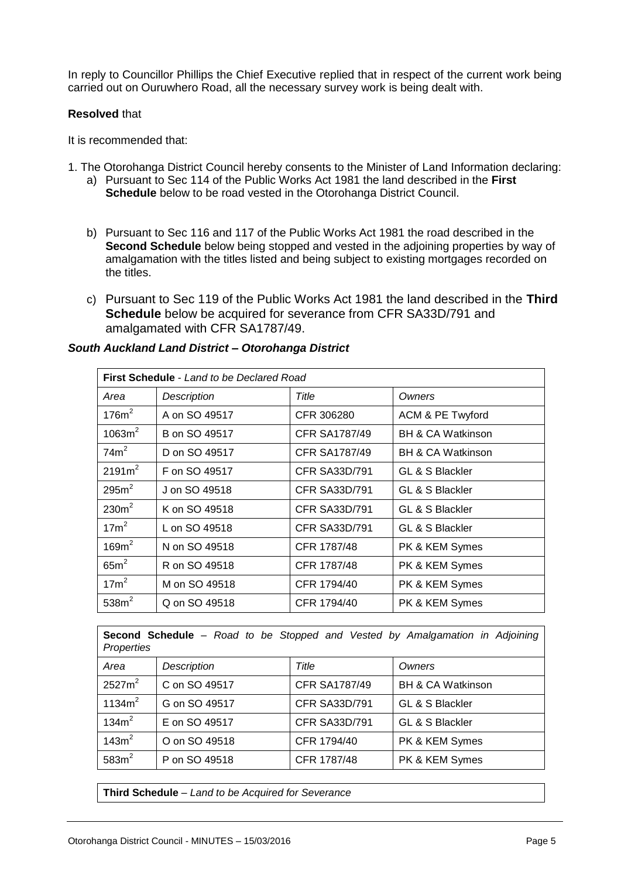In reply to Councillor Phillips the Chief Executive replied that in respect of the current work being carried out on Ouruwhero Road, all the necessary survey work is being dealt with.

**Resolved** that

It is recommended that:

1. The Otorohanga District Council hereby consents to the Minister of Land Information declaring:
   a) Pursuant to Sec 114 of the Public Works Act 1981 the land described in the **First Schedule** below to be road vested in the Otorohanga District Council.

   b) Pursuant to Sec 116 and 117 of the Public Works Act 1981 the road described in the **Second Schedule** below being stopped and vested in the adjoining properties by way of amalgamation with the titles listed and being subject to existing mortgages recorded on the titles.

   c) Pursuant to Sec 119 of the Public Works Act 1981 the land described in the **Third Schedule** below be acquired for severance from CFR SA33D/791 and amalgamated with CFR SA1787/49.

***South Auckland Land District – Otorohanga District***

| **First Schedule** - *Land to be Declared Road* | | | |
|---|---|---|---|
| *Area* | *Description* | *Title* | *Owners* |
| $176m^2$ | A on SO 49517 | CFR 306280 | ACM & PE Twyford |
| $1063m^2$ | B on SO 49517 | CFR SA1787/49 | BH & CA Watkinson |
| $74m^2$ | D on SO 49517 | CFR SA1787/49 | BH & CA Watkinson |
| $2191m^2$ | F on SO 49517 | CFR SA33D/791 | GL & S Blackler |
| $295m^2$ | J on SO 49518 | CFR SA33D/791 | GL & S Blackler |
| $230m^2$ | K on SO 49518 | CFR SA33D/791 | GL & S Blackler |
| $17m^2$ | L on SO 49518 | CFR SA33D/791 | GL & S Blackler |
| $169m^2$ | N on SO 49518 | CFR 1787/48 | PK & KEM Symes |
| $65m^2$ | R on SO 49518 | CFR 1787/48 | PK & KEM Symes |
| $17m^2$ | M on SO 49518 | CFR 1794/40 | PK & KEM Symes |
| $538m^2$ | Q on SO 49518 | CFR 1794/40 | PK & KEM Symes |

| **Second Schedule** – *Road to be Stopped and Vested by Amalgamation in Adjoining Properties* | | | |
|---|---|---|---|
| *Area* | *Description* | *Title* | *Owners* |
| $2527m^2$ | C on SO 49517 | CFR SA1787/49 | BH & CA Watkinson |
| $1134m^2$ | G on SO 49517 | CFR SA33D/791 | GL & S Blackler |
| $134m^2$ | E on SO 49517 | CFR SA33D/791 | GL & S Blackler |
| $143m^2$ | O on SO 49518 | CFR 1794/40 | PK & KEM Symes |
| $583m^2$ | P on SO 49518 | CFR 1787/48 | PK & KEM Symes |

| **Third Schedule** – *Land to be Acquired for Severance* |
|---|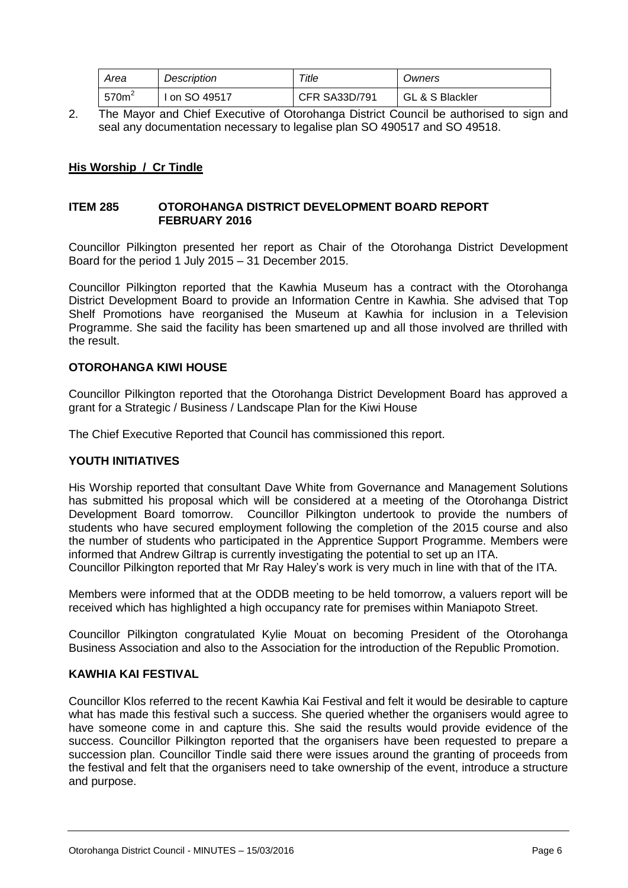| *Area* | *Description* | *Title* | *Owners* |
|---|---|---|---|
| $570m^2$ | I on SO 49517 | CFR SA33D/791 | GL & S Blackler |

2. The Mayor and Chief Executive of Otorohanga District Council be authorised to sign and seal any documentation necessary to legalise plan SO 490517 and SO 49518.

**His Worship / Cr Tindle**

### ITEM 285 OTOROHANGA DISTRICT DEVELOPMENT BOARD REPORT FEBRUARY 2016

Councillor Pilkington presented her report as Chair of the Otorohanga District Development Board for the period 1 July 2015 – 31 December 2015.

Councillor Pilkington reported that the Kawhia Museum has a contract with the Otorohanga District Development Board to provide an Information Centre in Kawhia. She advised that Top Shelf Promotions have reorganised the Museum at Kawhia for inclusion in a Television Programme. She said the facility has been smartened up and all those involved are thrilled with the result.

**OTOROHANGA KIWI HOUSE**

Councillor Pilkington reported that the Otorohanga District Development Board has approved a grant for a Strategic / Business / Landscape Plan for the Kiwi House

The Chief Executive Reported that Council has commissioned this report.

**YOUTH INITIATIVES**

His Worship reported that consultant Dave White from Governance and Management Solutions has submitted his proposal which will be considered at a meeting of the Otorohanga District Development Board tomorrow. Councillor Pilkington undertook to provide the numbers of students who have secured employment following the completion of the 2015 course and also the number of students who participated in the Apprentice Support Programme. Members were informed that Andrew Giltrap is currently investigating the potential to set up an ITA.
Councillor Pilkington reported that Mr Ray Haley's work is very much in line with that of the ITA.

Members were informed that at the ODDB meeting to be held tomorrow, a valuers report will be received which has highlighted a high occupancy rate for premises within Maniapoto Street.

Councillor Pilkington congratulated Kylie Mouat on becoming President of the Otorohanga Business Association and also to the Association for the introduction of the Republic Promotion.

**KAWHIA KAI FESTIVAL**

Councillor Klos referred to the recent Kawhia Kai Festival and felt it would be desirable to capture what has made this festival such a success. She queried whether the organisers would agree to have someone come in and capture this. She said the results would provide evidence of the success. Councillor Pilkington reported that the organisers have been requested to prepare a succession plan. Councillor Tindle said there were issues around the granting of proceeds from the festival and felt that the organisers need to take ownership of the event, introduce a structure and purpose.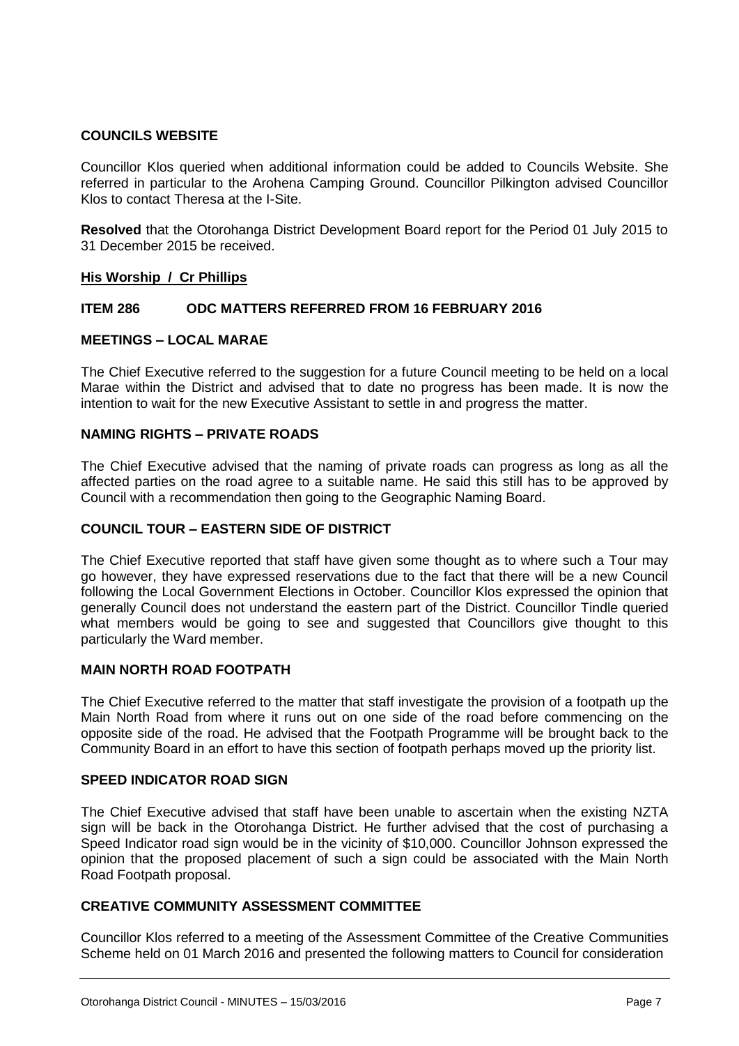### COUNCILS WEBSITE

Councillor Klos queried when additional information could be added to Councils Website. She referred in particular to the Arohena Camping Ground. Councillor Pilkington advised Councillor Klos to contact Theresa at the I-Site.

**Resolved** that the Otorohanga District Development Board report for the Period 01 July 2015 to 31 December 2015 be received.

**His Worship / Cr Phillips**

### ITEM 286 ODC MATTERS REFERRED FROM 16 FEBRUARY 2016

### MEETINGS – LOCAL MARAE

The Chief Executive referred to the suggestion for a future Council meeting to be held on a local Marae within the District and advised that to date no progress has been made. It is now the intention to wait for the new Executive Assistant to settle in and progress the matter.

### NAMING RIGHTS – PRIVATE ROADS

The Chief Executive advised that the naming of private roads can progress as long as all the affected parties on the road agree to a suitable name. He said this still has to be approved by Council with a recommendation then going to the Geographic Naming Board.

### COUNCIL TOUR – EASTERN SIDE OF DISTRICT

The Chief Executive reported that staff have given some thought as to where such a Tour may go however, they have expressed reservations due to the fact that there will be a new Council following the Local Government Elections in October. Councillor Klos expressed the opinion that generally Council does not understand the eastern part of the District. Councillor Tindle queried what members would be going to see and suggested that Councillors give thought to this particularly the Ward member.

### MAIN NORTH ROAD FOOTPATH

The Chief Executive referred to the matter that staff investigate the provision of a footpath up the Main North Road from where it runs out on one side of the road before commencing on the opposite side of the road. He advised that the Footpath Programme will be brought back to the Community Board in an effort to have this section of footpath perhaps moved up the priority list.

### SPEED INDICATOR ROAD SIGN

The Chief Executive advised that staff have been unable to ascertain when the existing NZTA sign will be back in the Otorohanga District. He further advised that the cost of purchasing a Speed Indicator road sign would be in the vicinity of $10,000. Councillor Johnson expressed the opinion that the proposed placement of such a sign could be associated with the Main North Road Footpath proposal.

### CREATIVE COMMUNITY ASSESSMENT COMMITTEE

Councillor Klos referred to a meeting of the Assessment Committee of the Creative Communities Scheme held on 01 March 2016 and presented the following matters to Council for consideration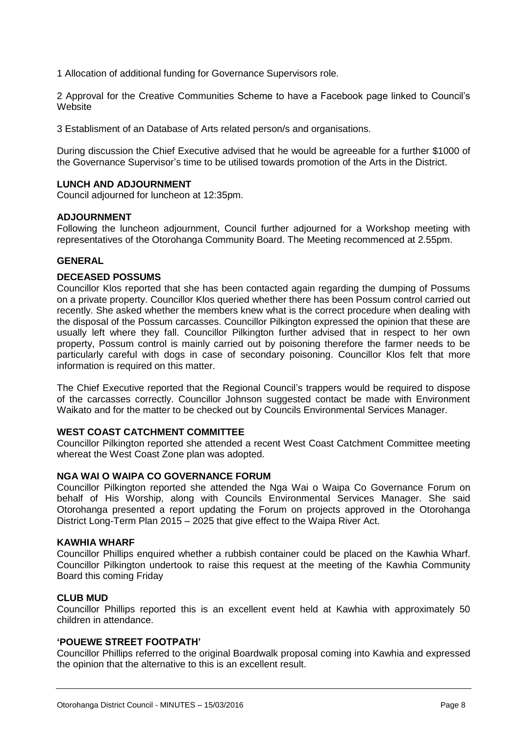1 Allocation of additional funding for Governance Supervisors role.

2 Approval for the Creative Communities Scheme to have a Facebook page linked to Council's Website

3 Establisment of an Database of Arts related person/s and organisations.

During discussion the Chief Executive advised that he would be agreeable for a further \$1000 of the Governance Supervisor's time to be utilised towards promotion of the Arts in the District.

**LUNCH AND ADJOURNMENT**

Council adjourned for luncheon at 12:35pm.

**ADJOURNMENT**

Following the luncheon adjournment, Council further adjourned for a Workshop meeting with representatives of the Otorohanga Community Board. The Meeting recommenced at 2.55pm.

**GENERAL**

**DECEASED POSSUMS**

Councillor Klos reported that she has been contacted again regarding the dumping of Possums on a private property. Councillor Klos queried whether there has been Possum control carried out recently. She asked whether the members knew what is the correct procedure when dealing with the disposal of the Possum carcasses. Councillor Pilkington expressed the opinion that these are usually left where they fall. Councillor Pilkington further advised that in respect to her own property, Possum control is mainly carried out by poisoning therefore the farmer needs to be particularly careful with dogs in case of secondary poisoning. Councillor Klos felt that more information is required on this matter.

The Chief Executive reported that the Regional Council's trappers would be required to dispose of the carcasses correctly. Councillor Johnson suggested contact be made with Environment Waikato and for the matter to be checked out by Councils Environmental Services Manager.

**WEST COAST CATCHMENT COMMITTEE**

Councillor Pilkington reported she attended a recent West Coast Catchment Committee meeting whereat the West Coast Zone plan was adopted.

**NGA WAI O WAIPA CO GOVERNANCE FORUM**

Councillor Pilkington reported she attended the Nga Wai o Waipa Co Governance Forum on behalf of His Worship, along with Councils Environmental Services Manager. She said Otorohanga presented a report updating the Forum on projects approved in the Otorohanga District Long-Term Plan 2015 – 2025 that give effect to the Waipa River Act.

**KAWHIA WHARF**

Councillor Phillips enquired whether a rubbish container could be placed on the Kawhia Wharf. Councillor Pilkington undertook to raise this request at the meeting of the Kawhia Community Board this coming Friday

**CLUB MUD**

Councillor Phillips reported this is an excellent event held at Kawhia with approximately 50 children in attendance.

**'POUEWE STREET FOOTPATH'**

Councillor Phillips referred to the original Boardwalk proposal coming into Kawhia and expressed the opinion that the alternative to this is an excellent result.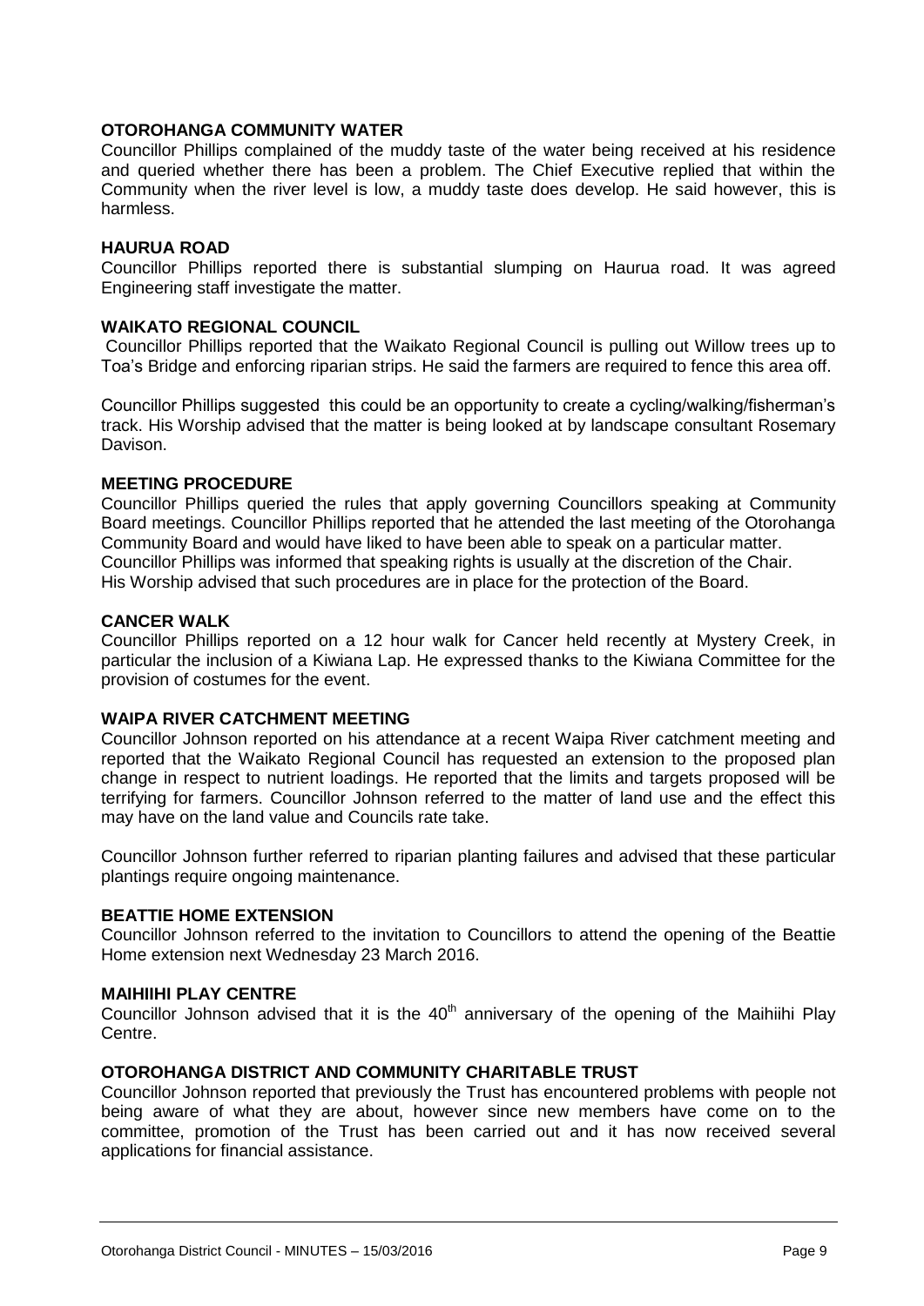**OTOROHANGA COMMUNITY WATER**

Councillor Phillips complained of the muddy taste of the water being received at his residence and queried whether there has been a problem. The Chief Executive replied that within the Community when the river level is low, a muddy taste does develop. He said however, this is harmless.

**HAURUA ROAD**

Councillor Phillips reported there is substantial slumping on Haurua road. It was agreed Engineering staff investigate the matter.

**WAIKATO REGIONAL COUNCIL**

Councillor Phillips reported that the Waikato Regional Council is pulling out Willow trees up to Toa's Bridge and enforcing riparian strips. He said the farmers are required to fence this area off.

Councillor Phillips suggested this could be an opportunity to create a cycling/walking/fisherman's track. His Worship advised that the matter is being looked at by landscape consultant Rosemary Davison.

**MEETING PROCEDURE**

Councillor Phillips queried the rules that apply governing Councillors speaking at Community Board meetings. Councillor Phillips reported that he attended the last meeting of the Otorohanga Community Board and would have liked to have been able to speak on a particular matter.
Councillor Phillips was informed that speaking rights is usually at the discretion of the Chair.
His Worship advised that such procedures are in place for the protection of the Board.

**CANCER WALK**

Councillor Phillips reported on a 12 hour walk for Cancer held recently at Mystery Creek, in particular the inclusion of a Kiwiana Lap. He expressed thanks to the Kiwiana Committee for the provision of costumes for the event.

**WAIPA RIVER CATCHMENT MEETING**

Councillor Johnson reported on his attendance at a recent Waipa River catchment meeting and reported that the Waikato Regional Council has requested an extension to the proposed plan change in respect to nutrient loadings. He reported that the limits and targets proposed will be terrifying for farmers. Councillor Johnson referred to the matter of land use and the effect this may have on the land value and Councils rate take.

Councillor Johnson further referred to riparian planting failures and advised that these particular plantings require ongoing maintenance.

**BEATTIE HOME EXTENSION**

Councillor Johnson referred to the invitation to Councillors to attend the opening of the Beattie Home extension next Wednesday 23 March 2016.

**MAIHIIHI PLAY CENTRE**

Councillor Johnson advised that it is the 40th anniversary of the opening of the Maihiihi Play Centre.

**OTOROHANGA DISTRICT AND COMMUNITY CHARITABLE TRUST**

Councillor Johnson reported that previously the Trust has encountered problems with people not being aware of what they are about, however since new members have come on to the committee, promotion of the Trust has been carried out and it has now received several applications for financial assistance.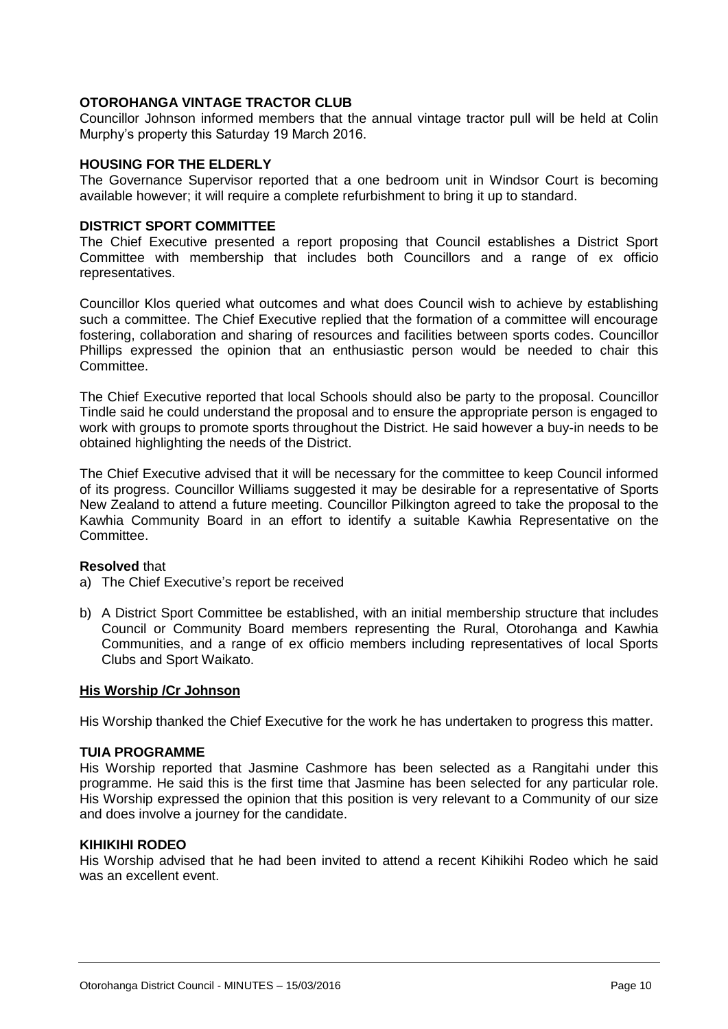**OTOROHANGA VINTAGE TRACTOR CLUB**

Councillor Johnson informed members that the annual vintage tractor pull will be held at Colin Murphy's property this Saturday 19 March 2016.

**HOUSING FOR THE ELDERLY**

The Governance Supervisor reported that a one bedroom unit in Windsor Court is becoming available however; it will require a complete refurbishment to bring it up to standard.

**DISTRICT SPORT COMMITTEE**

The Chief Executive presented a report proposing that Council establishes a District Sport Committee with membership that includes both Councillors and a range of ex officio representatives.

Councillor Klos queried what outcomes and what does Council wish to achieve by establishing such a committee. The Chief Executive replied that the formation of a committee will encourage fostering, collaboration and sharing of resources and facilities between sports codes. Councillor Phillips expressed the opinion that an enthusiastic person would be needed to chair this Committee.

The Chief Executive reported that local Schools should also be party to the proposal. Councillor Tindle said he could understand the proposal and to ensure the appropriate person is engaged to work with groups to promote sports throughout the District. He said however a buy-in needs to be obtained highlighting the needs of the District.

The Chief Executive advised that it will be necessary for the committee to keep Council informed of its progress. Councillor Williams suggested it may be desirable for a representative of Sports New Zealand to attend a future meeting. Councillor Pilkington agreed to take the proposal to the Kawhia Community Board in an effort to identify a suitable Kawhia Representative on the Committee.

**Resolved** that

a) The Chief Executive's report be received

b) A District Sport Committee be established, with an initial membership structure that includes Council or Community Board members representing the Rural, Otorohanga and Kawhia Communities, and a range of ex officio members including representatives of local Sports Clubs and Sport Waikato.

**His Worship /Cr Johnson**

His Worship thanked the Chief Executive for the work he has undertaken to progress this matter.

**TUIA PROGRAMME**

His Worship reported that Jasmine Cashmore has been selected as a Rangitahi under this programme. He said this is the first time that Jasmine has been selected for any particular role. His Worship expressed the opinion that this position is very relevant to a Community of our size and does involve a journey for the candidate.

**KIHIKIHI RODEO**

His Worship advised that he had been invited to attend a recent Kihikihi Rodeo which he said was an excellent event.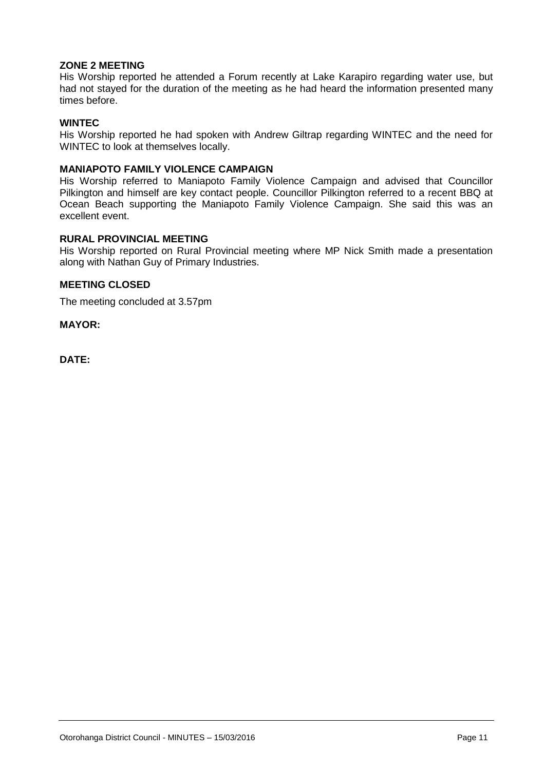**ZONE 2 MEETING**

His Worship reported he attended a Forum recently at Lake Karapiro regarding water use, but had not stayed for the duration of the meeting as he had heard the information presented many times before.

**WINTEC**

His Worship reported he had spoken with Andrew Giltrap regarding WINTEC and the need for WINTEC to look at themselves locally.

**MANIAPOTO FAMILY VIOLENCE CAMPAIGN**

His Worship referred to Maniapoto Family Violence Campaign and advised that Councillor Pilkington and himself are key contact people. Councillor Pilkington referred to a recent BBQ at Ocean Beach supporting the Maniapoto Family Violence Campaign. She said this was an excellent event.

**RURAL PROVINCIAL MEETING**

His Worship reported on Rural Provincial meeting where MP Nick Smith made a presentation along with Nathan Guy of Primary Industries.

**MEETING CLOSED**

The meeting concluded at 3.57pm

**MAYOR:**

**DATE:**